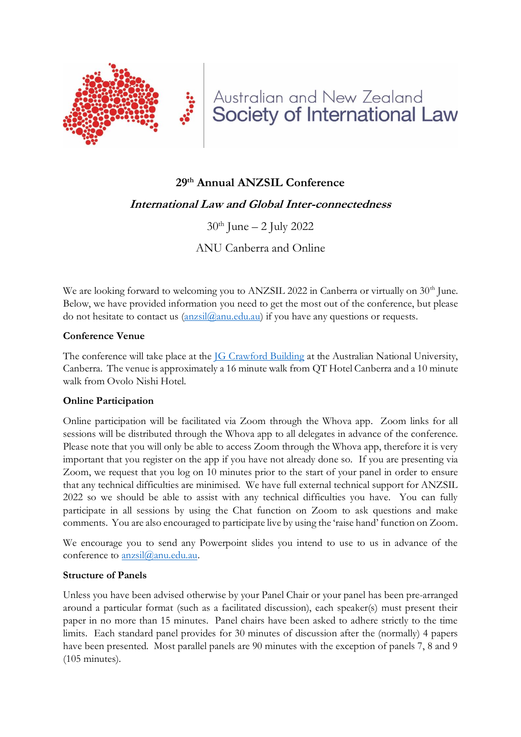Australian and New Zealand Society of International Law

# 29th Annual ANZSIL Conference

## *International Law and Global Inter-connectedness*

30th June – 2 July 2022

ANU Canberra and Online

We are looking forward to welcoming you to ANZSIL 2022 in Canberra or virtually on 30th June. Below, we have provided information you need to get the most out of the conference, but please do not hesitate to contact us (anzsil@anu.edu.au) if you have any questions or requests.

**Conference Venue**

The conference will take place at the JG Crawford Building at the Australian National University, Canberra. The venue is approximately a 16 minute walk from QT Hotel Canberra and a 10 minute walk from Ovolo Nishi Hotel.

**Online Participation**

Online participation will be facilitated via Zoom through the Whova app. Zoom links for all sessions will be distributed through the Whova app to all delegates in advance of the conference. Please note that you will only be able to access Zoom through the Whova app, therefore it is very important that you register on the app if you have not already done so. If you are presenting via Zoom, we request that you log on 10 minutes prior to the start of your panel in order to ensure that any technical difficulties are minimised. We have full external technical support for ANZSIL 2022 so we should be able to assist with any technical difficulties you have. You can fully participate in all sessions by using the Chat function on Zoom to ask questions and make comments. You are also encouraged to participate live by using the 'raise hand' function on Zoom.

We encourage you to send any Powerpoint slides you intend to use to us in advance of the conference to anzsil@anu.edu.au.

**Structure of Panels**

Unless you have been advised otherwise by your Panel Chair or your panel has been pre-arranged around a particular format (such as a facilitated discussion), each speaker(s) must present their paper in no more than 15 minutes. Panel chairs have been asked to adhere strictly to the time limits. Each standard panel provides for 30 minutes of discussion after the (normally) 4 papers have been presented. Most parallel panels are 90 minutes with the exception of panels 7, 8 and 9 (105 minutes).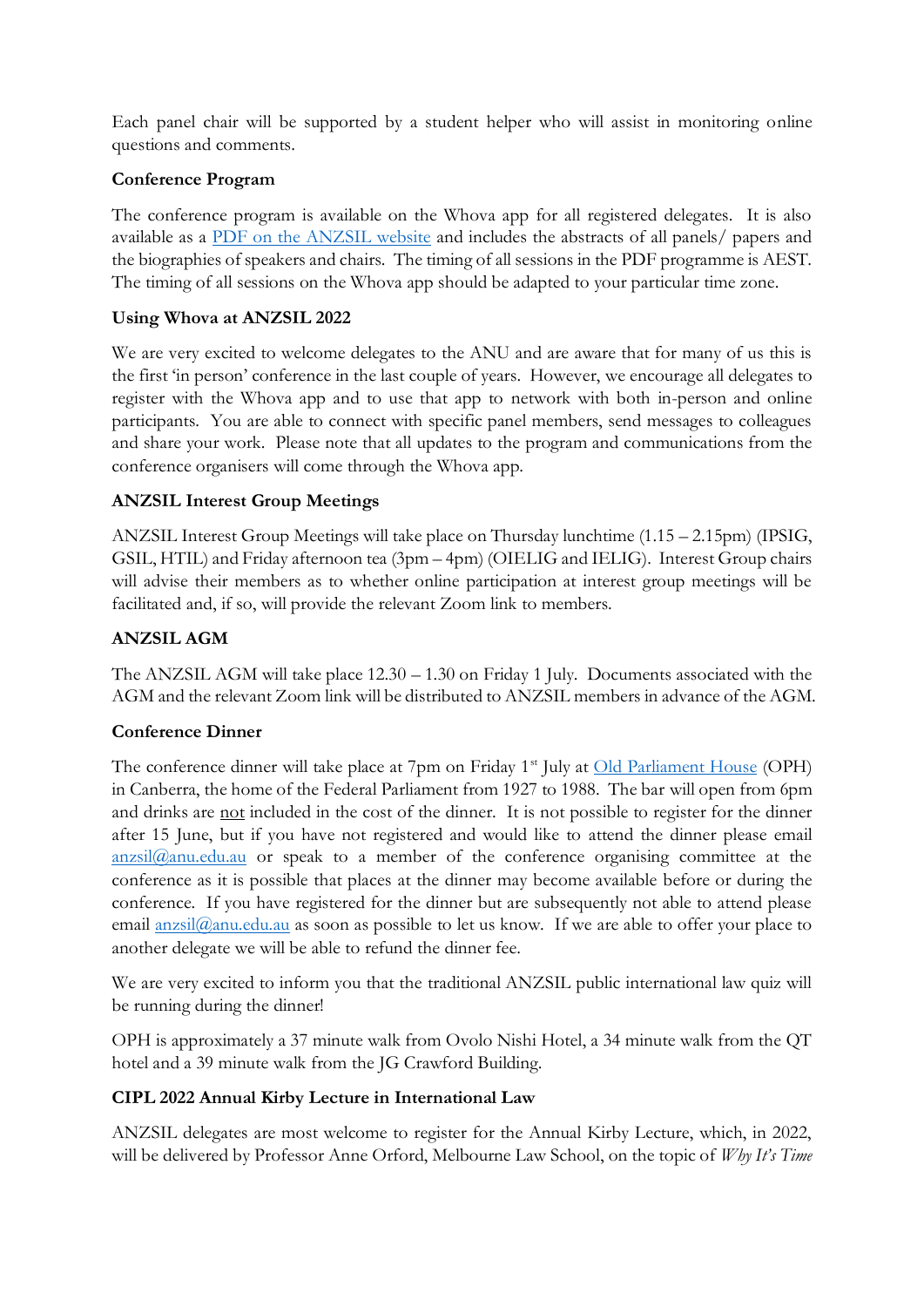Each panel chair will be supported by a student helper who will assist in monitoring online questions and comments.

**Conference Program**

The conference program is available on the Whova app for all registered delegates. It is also available as a [PDF on the ANZSIL website](#) and includes the abstracts of all panels/ papers and the biographies of speakers and chairs. The timing of all sessions in the PDF programme is AEST. The timing of all sessions on the Whova app should be adapted to your particular time zone.

**Using Whova at ANZSIL 2022**

We are very excited to welcome delegates to the ANU and are aware that for many of us this is the first 'in person' conference in the last couple of years. However, we encourage all delegates to register with the Whova app and to use that app to network with both in-person and online participants. You are able to connect with specific panel members, send messages to colleagues and share your work. Please note that all updates to the program and communications from the conference organisers will come through the Whova app.

**ANZSIL Interest Group Meetings**

ANZSIL Interest Group Meetings will take place on Thursday lunchtime (1.15 – 2.15pm) (IPSIG, GSIL, HTIL) and Friday afternoon tea (3pm – 4pm) (OIELIG and IELIG). Interest Group chairs will advise their members as to whether online participation at interest group meetings will be facilitated and, if so, will provide the relevant Zoom link to members.

**ANZSIL AGM**

The ANZSIL AGM will take place 12.30 – 1.30 on Friday 1 July. Documents associated with the AGM and the relevant Zoom link will be distributed to ANZSIL members in advance of the AGM.

**Conference Dinner**

The conference dinner will take place at 7pm on Friday 1st July at [Old Parliament House](#) (OPH) in Canberra, the home of the Federal Parliament from 1927 to 1988. The bar will open from 6pm and drinks are not included in the cost of the dinner. It is not possible to register for the dinner after 15 June, but if you have not registered and would like to attend the dinner please email anzsil@anu.edu.au or speak to a member of the conference organising committee at the conference as it is possible that places at the dinner may become available before or during the conference. If you have registered for the dinner but are subsequently not able to attend please email anzsil@anu.edu.au as soon as possible to let us know. If we are able to offer your place to another delegate we will be able to refund the dinner fee.

We are very excited to inform you that the traditional ANZSIL public international law quiz will be running during the dinner!

OPH is approximately a 37 minute walk from Ovolo Nishi Hotel, a 34 minute walk from the QT hotel and a 39 minute walk from the JG Crawford Building.

**CIPL 2022 Annual Kirby Lecture in International Law**

ANZSIL delegates are most welcome to register for the Annual Kirby Lecture, which, in 2022, will be delivered by Professor Anne Orford, Melbourne Law School, on the topic of *Why It's Time*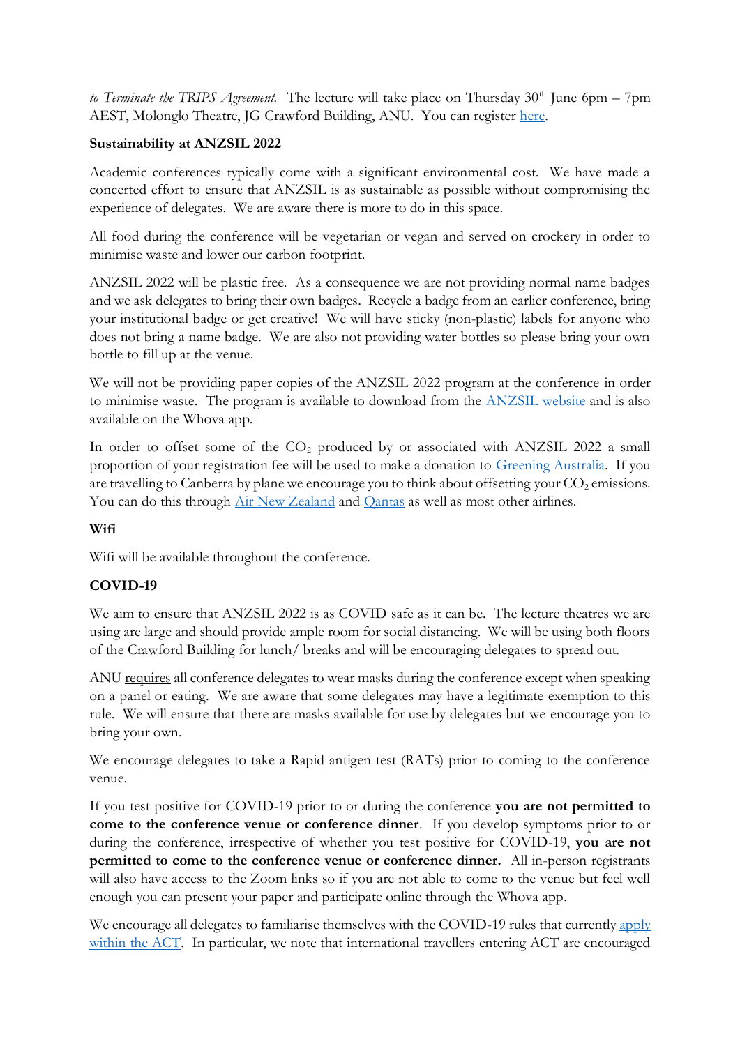*to Terminate the TRIPS Agreement.* The lecture will take place on Thursday 30th June 6pm – 7pm AEST, Molonglo Theatre, JG Crawford Building, ANU. You can register here.

**Sustainability at ANZSIL 2022**

Academic conferences typically come with a significant environmental cost. We have made a concerted effort to ensure that ANZSIL is as sustainable as possible without compromising the experience of delegates. We are aware there is more to do in this space.

All food during the conference will be vegetarian or vegan and served on crockery in order to minimise waste and lower our carbon footprint.

ANZSIL 2022 will be plastic free. As a consequence we are not providing normal name badges and we ask delegates to bring their own badges. Recycle a badge from an earlier conference, bring your institutional badge or get creative! We will have sticky (non-plastic) labels for anyone who does not bring a name badge. We are also not providing water bottles so please bring your own bottle to fill up at the venue.

We will not be providing paper copies of the ANZSIL 2022 program at the conference in order to minimise waste. The program is available to download from the ANZSIL website and is also available on the Whova app.

In order to offset some of the $CO_2$ produced by or associated with ANZSIL 2022 a small proportion of your registration fee will be used to make a donation to Greening Australia. If you are travelling to Canberra by plane we encourage you to think about offsetting your $CO_2$ emissions. You can do this through Air New Zealand and Qantas as well as most other airlines.

**Wifi**

Wifi will be available throughout the conference.

**COVID-19**

We aim to ensure that ANZSIL 2022 is as COVID safe as it can be. The lecture theatres we are using are large and should provide ample room for social distancing. We will be using both floors of the Crawford Building for lunch/ breaks and will be encouraging delegates to spread out.

ANU requires all conference delegates to wear masks during the conference except when speaking on a panel or eating. We are aware that some delegates may have a legitimate exemption to this rule. We will ensure that there are masks available for use by delegates but we encourage you to bring your own.

We encourage delegates to take a Rapid antigen test (RATs) prior to coming to the conference venue.

If you test positive for COVID-19 prior to or during the conference **you are not permitted to come to the conference venue or conference dinner**. If you develop symptoms prior to or during the conference, irrespective of whether you test positive for COVID-19, **you are not permitted to come to the conference venue or conference dinner.** All in-person registrants will also have access to the Zoom links so if you are not able to come to the venue but feel well enough you can present your paper and participate online through the Whova app.

We encourage all delegates to familiarise themselves with the COVID-19 rules that currently apply within the ACT. In particular, we note that international travellers entering ACT are encouraged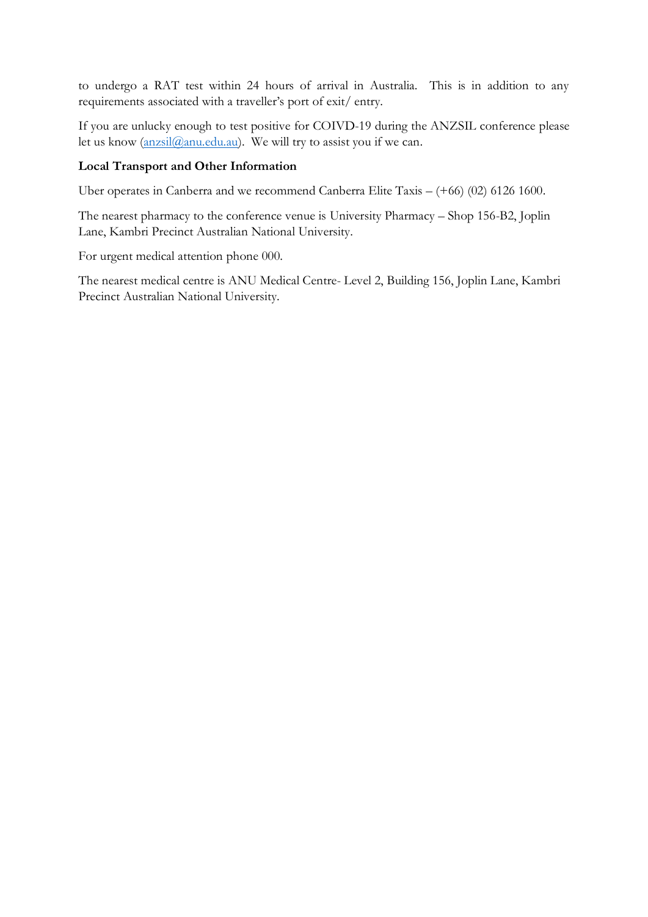to undergo a RAT test within 24 hours of arrival in Australia. This is in addition to any requirements associated with a traveller's port of exit/ entry.

If you are unlucky enough to test positive for COIVD-19 during the ANZSIL conference please let us know (anzsil@anu.edu.au). We will try to assist you if we can.

**Local Transport and Other Information**

Uber operates in Canberra and we recommend Canberra Elite Taxis – (+66) (02) 6126 1600.

The nearest pharmacy to the conference venue is University Pharmacy – Shop 156-B2, Joplin Lane, Kambri Precinct Australian National University.

For urgent medical attention phone 000.

The nearest medical centre is ANU Medical Centre- Level 2, Building 156, Joplin Lane, Kambri Precinct Australian National University.